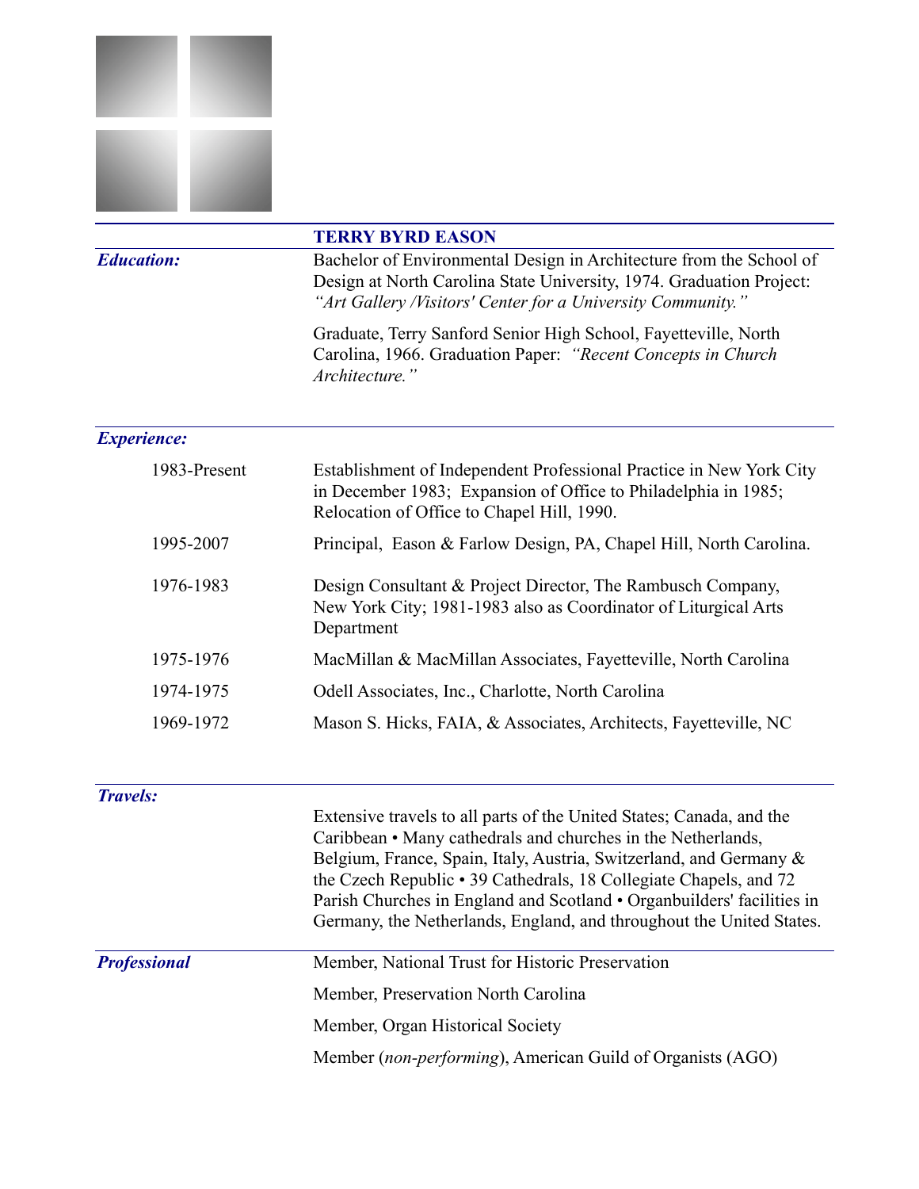# TERRY BYRD EASON

***Education:***

Bachelor of Environmental Design in Architecture from the School of Design at North Carolina State University, 1974. Graduation Project: *"Art Gallery /Visitors' Center for a University Community."*

Graduate, Terry Sanford Senior High School, Fayetteville, North Carolina, 1966. Graduation Paper: *"Recent Concepts in Church Architecture."*

***Experience:***

| | |
|---|---|
| 1983-Present | Establishment of Independent Professional Practice in New York City in December 1983; Expansion of Office to Philadelphia in 1985; Relocation of Office to Chapel Hill, 1990. |
| 1995-2007 | Principal, Eason & Farlow Design, PA, Chapel Hill, North Carolina. |
| 1976-1983 | Design Consultant & Project Director, The Rambusch Company, New York City; 1981-1983 also as Coordinator of Liturgical Arts Department |
| 1975-1976 | MacMillan & MacMillan Associates, Fayetteville, North Carolina |
| 1974-1975 | Odell Associates, Inc., Charlotte, North Carolina |
| 1969-1972 | Mason S. Hicks, FAIA, & Associates, Architects, Fayetteville, NC |

***Travels:***

Extensive travels to all parts of the United States; Canada, and the Caribbean • Many cathedrals and churches in the Netherlands, Belgium, France, Spain, Italy, Austria, Switzerland, and Germany & the Czech Republic • 39 Cathedrals, 18 Collegiate Chapels, and 72 Parish Churches in England and Scotland • Organbuilders' facilities in Germany, the Netherlands, England, and throughout the United States.

***Professional***

Member, National Trust for Historic Preservation

Member, Preservation North Carolina

Member, Organ Historical Society

Member (*non-performing*), American Guild of Organists (AGO)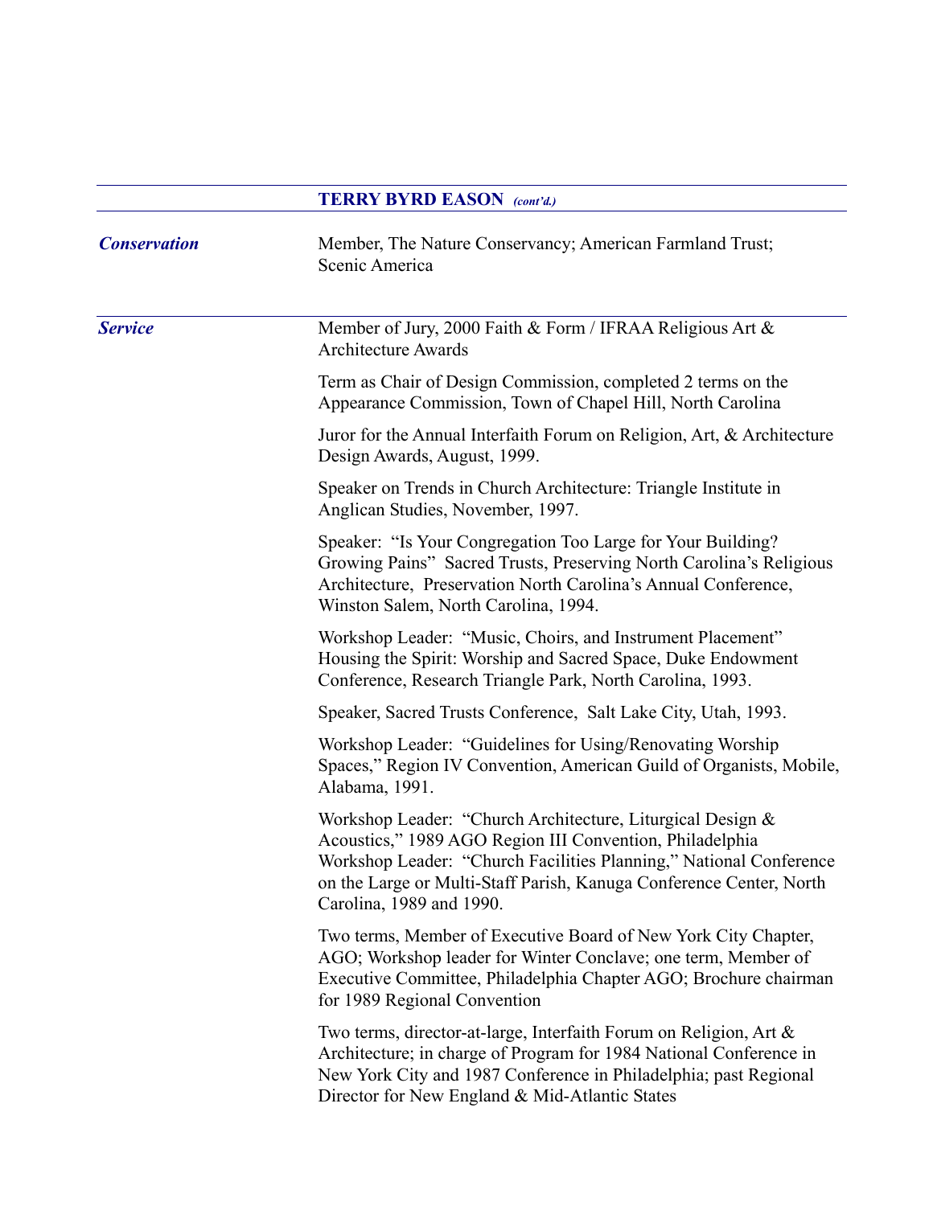***Conservation***

Member, The Nature Conservancy; American Farmland Trust; Scenic America

***Service***

Member of Jury, 2000 Faith & Form / IFRAA Religious Art & Architecture Awards

Term as Chair of Design Commission, completed 2 terms on the Appearance Commission, Town of Chapel Hill, North Carolina

Juror for the Annual Interfaith Forum on Religion, Art, & Architecture Design Awards, August, 1999.

Speaker on Trends in Church Architecture: Triangle Institute in Anglican Studies, November, 1997.

Speaker: "Is Your Congregation Too Large for Your Building? Growing Pains" Sacred Trusts, Preserving North Carolina's Religious Architecture, Preservation North Carolina's Annual Conference, Winston Salem, North Carolina, 1994.

Workshop Leader: "Music, Choirs, and Instrument Placement" Housing the Spirit: Worship and Sacred Space, Duke Endowment Conference, Research Triangle Park, North Carolina, 1993.

Speaker, Sacred Trusts Conference, Salt Lake City, Utah, 1993.

Workshop Leader: "Guidelines for Using/Renovating Worship Spaces," Region IV Convention, American Guild of Organists, Mobile, Alabama, 1991.

Workshop Leader: "Church Architecture, Liturgical Design & Acoustics," 1989 AGO Region III Convention, Philadelphia
Workshop Leader: "Church Facilities Planning," National Conference on the Large or Multi-Staff Parish, Kanuga Conference Center, North Carolina, 1989 and 1990.

Two terms, Member of Executive Board of New York City Chapter, AGO; Workshop leader for Winter Conclave; one term, Member of Executive Committee, Philadelphia Chapter AGO; Brochure chairman for 1989 Regional Convention

Two terms, director-at-large, Interfaith Forum on Religion, Art & Architecture; in charge of Program for 1984 National Conference in New York City and 1987 Conference in Philadelphia; past Regional Director for New England & Mid-Atlantic States